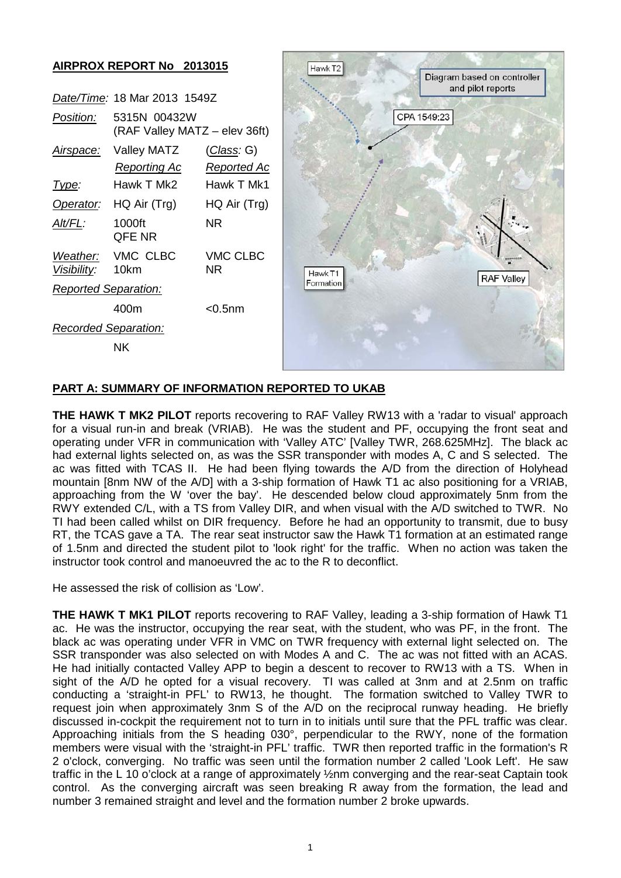## AIRPROX REPORT No 2013015

| | | |
|---|---|---|
| *Date/Time:* | 18 Mar 2013 1549Z | |
| *Position:* | 5315N 00432W (RAF Valley MATZ – elev 36ft) | |
| *Airspace:* | Valley MATZ | (*Class:* G) |
| | *Reporting Ac* | *Reported Ac* |
| *Type:* | Hawk T Mk2 | Hawk T Mk1 |
| *Operator:* | HQ Air (Trg) | HQ Air (Trg) |
| *Alt/FL:* | 1000ft QFE NR | NR |
| *Weather:* | VMC CLBC | VMC CLBC |
| *Visibility:* | 10km | NR |
| *Reported Separation:* | | |
| | 400m | <0.5nm |
| *Recorded Separation:* | | |
| | NK | |

Hawk T2

Diagram based on controller and pilot reports

CPA 1549:23

Hawk T1 Formation

RAF Valley

### PART A: SUMMARY OF INFORMATION REPORTED TO UKAB

**THE HAWK T MK2 PILOT** reports recovering to RAF Valley RW13 with a 'radar to visual' approach for a visual run-in and break (VRIAB). He was the student and PF, occupying the front seat and operating under VFR in communication with 'Valley ATC' [Valley TWR, 268.625MHz]. The black ac had external lights selected on, as was the SSR transponder with modes A, C and S selected. The ac was fitted with TCAS II. He had been flying towards the A/D from the direction of Holyhead mountain [8nm NW of the A/D] with a 3-ship formation of Hawk T1 ac also positioning for a VRIAB, approaching from the W 'over the bay'. He descended below cloud approximately 5nm from the RWY extended C/L, with a TS from Valley DIR, and when visual with the A/D switched to TWR. No TI had been called whilst on DIR frequency. Before he had an opportunity to transmit, due to busy RT, the TCAS gave a TA. The rear seat instructor saw the Hawk T1 formation at an estimated range of 1.5nm and directed the student pilot to 'look right' for the traffic. When no action was taken the instructor took control and manoeuvred the ac to the R to deconflict.

He assessed the risk of collision as 'Low'.

**THE HAWK T MK1 PILOT** reports recovering to RAF Valley, leading a 3-ship formation of Hawk T1 ac. He was the instructor, occupying the rear seat, with the student, who was PF, in the front. The black ac was operating under VFR in VMC on TWR frequency with external light selected on. The SSR transponder was also selected on with Modes A and C. The ac was not fitted with an ACAS. He had initially contacted Valley APP to begin a descent to recover to RW13 with a TS. When in sight of the A/D he opted for a visual recovery. TI was called at 3nm and at 2.5nm on traffic conducting a 'straight-in PFL' to RW13, he thought. The formation switched to Valley TWR to request join when approximately 3nm S of the A/D on the reciprocal runway heading. He briefly discussed in-cockpit the requirement not to turn in to initials until sure that the PFL traffic was clear. Approaching initials from the S heading 030°, perpendicular to the RWY, none of the formation members were visual with the 'straight-in PFL' traffic. TWR then reported traffic in the formation's R 2 o'clock, converging. No traffic was seen until the formation number 2 called 'Look Left'. He saw traffic in the L 10 o'clock at a range of approximately ½nm converging and the rear-seat Captain took control. As the converging aircraft was seen breaking R away from the formation, the lead and number 3 remained straight and level and the formation number 2 broke upwards.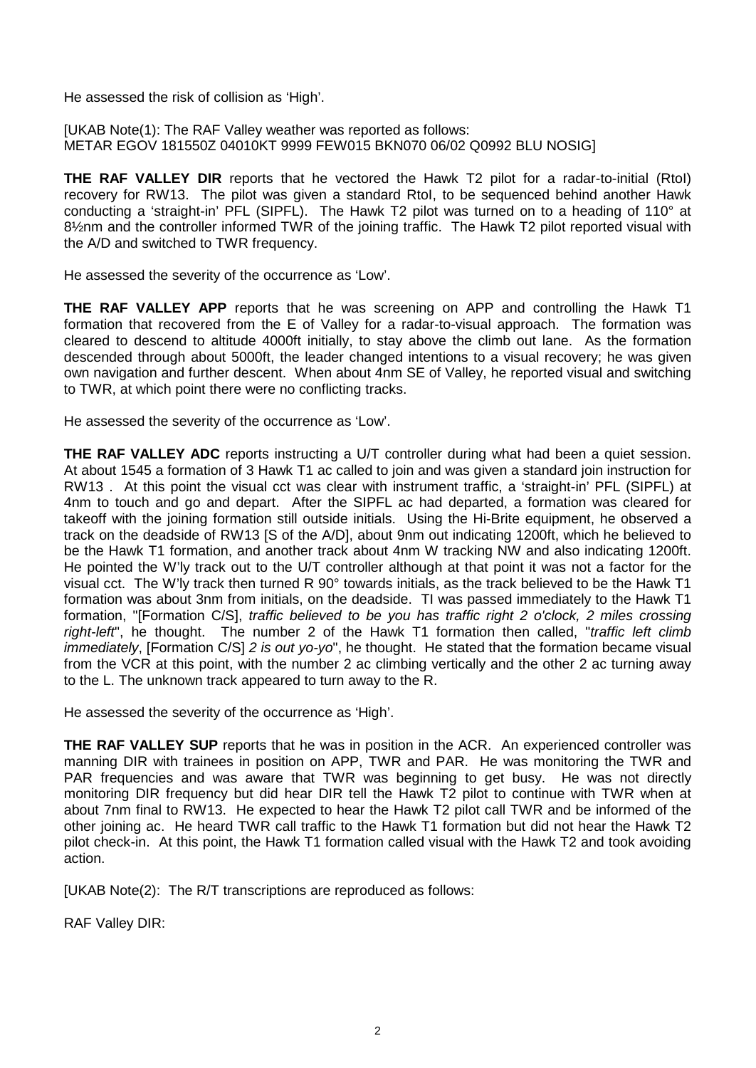He assessed the risk of collision as 'High'.

[UKAB Note(1): The RAF Valley weather was reported as follows:
METAR EGOV 181550Z 04010KT 9999 FEW015 BKN070 06/02 Q0992 BLU NOSIG]

**THE RAF VALLEY DIR** reports that he vectored the Hawk T2 pilot for a radar-to-initial (RtoI) recovery for RW13. The pilot was given a standard RtoI, to be sequenced behind another Hawk conducting a 'straight-in' PFL (SIPFL). The Hawk T2 pilot was turned on to a heading of 110° at 8½nm and the controller informed TWR of the joining traffic. The Hawk T2 pilot reported visual with the A/D and switched to TWR frequency.

He assessed the severity of the occurrence as 'Low'.

**THE RAF VALLEY APP** reports that he was screening on APP and controlling the Hawk T1 formation that recovered from the E of Valley for a radar-to-visual approach. The formation was cleared to descend to altitude 4000ft initially, to stay above the climb out lane. As the formation descended through about 5000ft, the leader changed intentions to a visual recovery; he was given own navigation and further descent. When about 4nm SE of Valley, he reported visual and switching to TWR, at which point there were no conflicting tracks.

He assessed the severity of the occurrence as 'Low'.

**THE RAF VALLEY ADC** reports instructing a U/T controller during what had been a quiet session. At about 1545 a formation of 3 Hawk T1 ac called to join and was given a standard join instruction for RW13 . At this point the visual cct was clear with instrument traffic, a 'straight-in' PFL (SIPFL) at 4nm to touch and go and depart. After the SIPFL ac had departed, a formation was cleared for takeoff with the joining formation still outside initials. Using the Hi-Brite equipment, he observed a track on the deadside of RW13 [S of the A/D], about 9nm out indicating 1200ft, which he believed to be the Hawk T1 formation, and another track about 4nm W tracking NW and also indicating 1200ft. He pointed the W'ly track out to the U/T controller although at that point it was not a factor for the visual cct. The W'ly track then turned R 90° towards initials, as the track believed to be the Hawk T1 formation was about 3nm from initials, on the deadside. TI was passed immediately to the Hawk T1 formation, "[Formation C/S], *traffic believed to be you has traffic right 2 o'clock, 2 miles crossing right-left*", he thought. The number 2 of the Hawk T1 formation then called, "*traffic left climb immediately*, [Formation C/S] *2 is out yo-yo*", he thought. He stated that the formation became visual from the VCR at this point, with the number 2 ac climbing vertically and the other 2 ac turning away to the L. The unknown track appeared to turn away to the R.

He assessed the severity of the occurrence as 'High'.

**THE RAF VALLEY SUP** reports that he was in position in the ACR. An experienced controller was manning DIR with trainees in position on APP, TWR and PAR. He was monitoring the TWR and PAR frequencies and was aware that TWR was beginning to get busy. He was not directly monitoring DIR frequency but did hear DIR tell the Hawk T2 pilot to continue with TWR when at about 7nm final to RW13. He expected to hear the Hawk T2 pilot call TWR and be informed of the other joining ac. He heard TWR call traffic to the Hawk T1 formation but did not hear the Hawk T2 pilot check-in. At this point, the Hawk T1 formation called visual with the Hawk T2 and took avoiding action.

[UKAB Note(2): The R/T transcriptions are reproduced as follows:

RAF Valley DIR: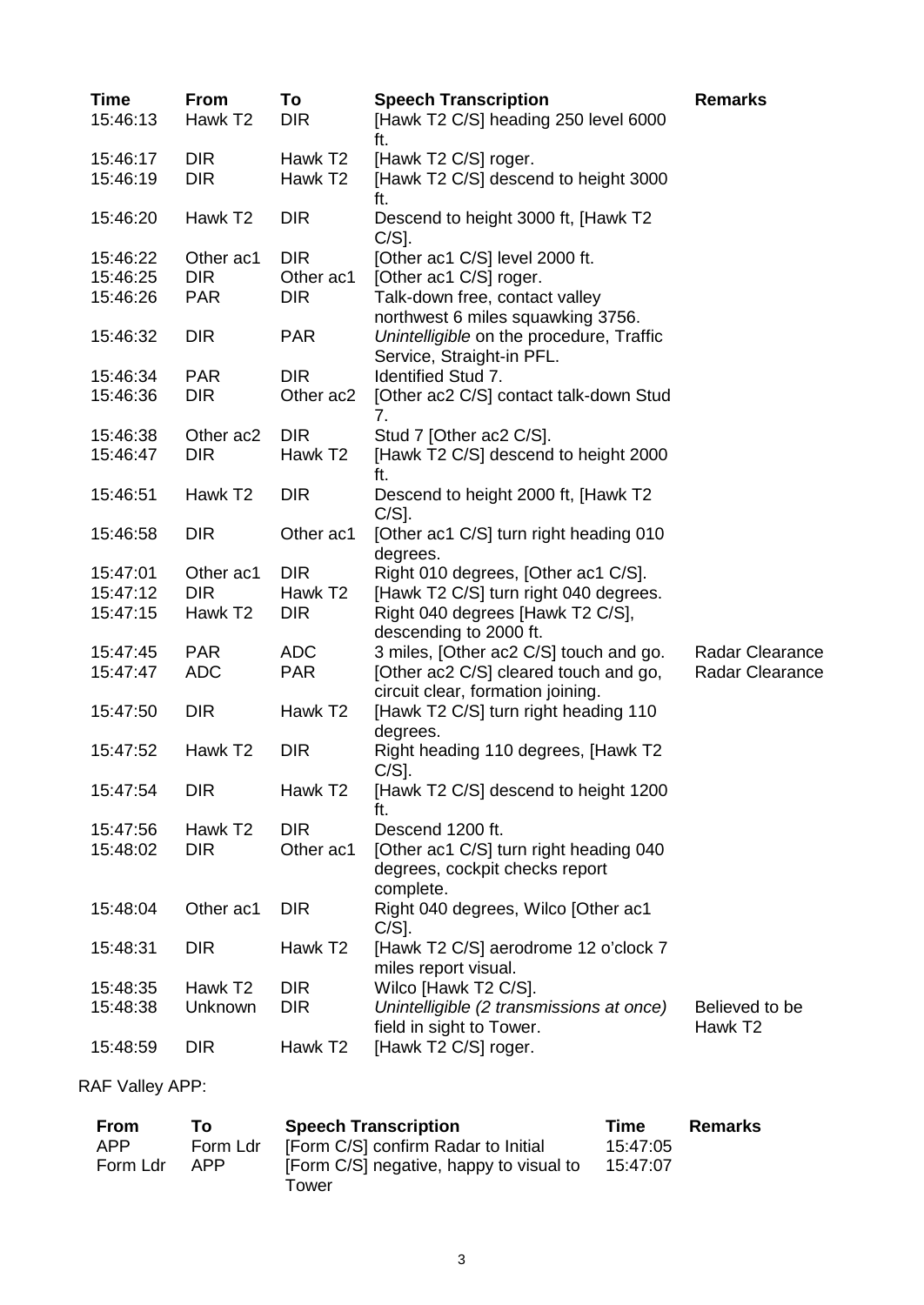| Time | From | To | Speech Transcription | Remarks |
|---|---|---|---|---|
| 15:46:13 | Hawk T2 | DIR | [Hawk T2 C/S] heading 250 level 6000 ft. | |
| 15:46:17 | DIR | Hawk T2 | [Hawk T2 C/S] roger. | |
| 15:46:19 | DIR | Hawk T2 | [Hawk T2 C/S] descend to height 3000 ft. | |
| 15:46:20 | Hawk T2 | DIR | Descend to height 3000 ft, [Hawk T2 C/S]. | |
| 15:46:22 | Other ac1 | DIR | [Other ac1 C/S] level 2000 ft. | |
| 15:46:25 | DIR | Other ac1 | [Other ac1 C/S] roger. | |
| 15:46:26 | PAR | DIR | Talk-down free, contact valley northwest 6 miles squawking 3756. | |
| 15:46:32 | DIR | PAR | *Unintelligible* on the procedure, Traffic Service, Straight-in PFL. | |
| 15:46:34 | PAR | DIR | Identified Stud 7. | |
| 15:46:36 | DIR | Other ac2 | [Other ac2 C/S] contact talk-down Stud 7. | |
| 15:46:38 | Other ac2 | DIR | Stud 7 [Other ac2 C/S]. | |
| 15:46:47 | DIR | Hawk T2 | [Hawk T2 C/S] descend to height 2000 ft. | |
| 15:46:51 | Hawk T2 | DIR | Descend to height 2000 ft, [Hawk T2 C/S]. | |
| 15:46:58 | DIR | Other ac1 | [Other ac1 C/S] turn right heading 010 degrees. | |
| 15:47:01 | Other ac1 | DIR | Right 010 degrees, [Other ac1 C/S]. | |
| 15:47:12 | DIR | Hawk T2 | [Hawk T2 C/S] turn right 040 degrees. | |
| 15:47:15 | Hawk T2 | DIR | Right 040 degrees [Hawk T2 C/S], descending to 2000 ft. | |
| 15:47:45 | PAR | ADC | 3 miles, [Other ac2 C/S] touch and go. | Radar Clearance |
| 15:47:47 | ADC | PAR | [Other ac2 C/S] cleared touch and go, circuit clear, formation joining. | Radar Clearance |
| 15:47:50 | DIR | Hawk T2 | [Hawk T2 C/S] turn right heading 110 degrees. | |
| 15:47:52 | Hawk T2 | DIR | Right heading 110 degrees, [Hawk T2 C/S]. | |
| 15:47:54 | DIR | Hawk T2 | [Hawk T2 C/S] descend to height 1200 ft. | |
| 15:47:56 | Hawk T2 | DIR | Descend 1200 ft. | |
| 15:48:02 | DIR | Other ac1 | [Other ac1 C/S] turn right heading 040 degrees, cockpit checks report complete. | |
| 15:48:04 | Other ac1 | DIR | Right 040 degrees, Wilco [Other ac1 C/S]. | |
| 15:48:31 | DIR | Hawk T2 | [Hawk T2 C/S] aerodrome 12 o'clock 7 miles report visual. | |
| 15:48:35 | Hawk T2 | DIR | Wilco [Hawk T2 C/S]. | |
| 15:48:38 | Unknown | DIR | *Unintelligible (2 transmissions at once)* field in sight to Tower. | Believed to be Hawk T2 |
| 15:48:59 | DIR | Hawk T2 | [Hawk T2 C/S] roger. | |

RAF Valley APP:

| From | To | Speech Transcription | Time | Remarks |
|---|---|---|---|---|
| APP | Form Ldr | [Form C/S] confirm Radar to Initial | 15:47:05 | |
| Form Ldr | APP | [Form C/S] negative, happy to visual to Tower | 15:47:07 | |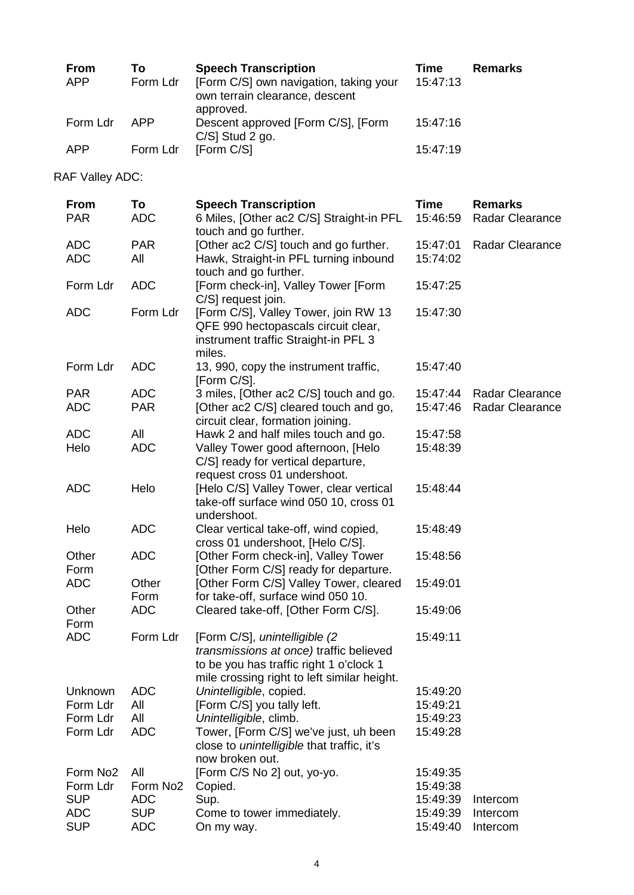| From | To | Speech Transcription | Time | Remarks |
|---|---|---|---|---|
| APP | Form Ldr | [Form C/S] own navigation, taking your own terrain clearance, descent approved. | 15:47:13 | |
| Form Ldr | APP | Descent approved [Form C/S], [Form C/S] Stud 2 go. | 15:47:16 | |
| APP | Form Ldr | [Form C/S] | 15:47:19 | |

RAF Valley ADC:

| From | To | Speech Transcription | Time | Remarks |
|---|---|---|---|---|
| PAR | ADC | 6 Miles, [Other ac2 C/S] Straight-in PFL touch and go further. | 15:46:59 | Radar Clearance |
| ADC | PAR | [Other ac2 C/S] touch and go further. | 15:47:01 | Radar Clearance |
| ADC | All | Hawk, Straight-in PFL turning inbound touch and go further. | 15:74:02 | |
| Form Ldr | ADC | [Form check-in], Valley Tower [Form C/S] request join. | 15:47:25 | |
| ADC | Form Ldr | [Form C/S], Valley Tower, join RW 13 QFE 990 hectopascals circuit clear, instrument traffic Straight-in PFL 3 miles. | 15:47:30 | |
| Form Ldr | ADC | 13, 990, copy the instrument traffic, [Form C/S]. | 15:47:40 | |
| PAR | ADC | 3 miles, [Other ac2 C/S] touch and go. | 15:47:44 | Radar Clearance |
| ADC | PAR | [Other ac2 C/S] cleared touch and go, circuit clear, formation joining. | 15:47:46 | Radar Clearance |
| ADC | All | Hawk 2 and half miles touch and go. | 15:47:58 | |
| Helo | ADC | Valley Tower good afternoon, [Helo C/S] ready for vertical departure, request cross 01 undershoot. | 15:48:39 | |
| ADC | Helo | [Helo C/S] Valley Tower, clear vertical take-off surface wind 050 10, cross 01 undershoot. | 15:48:44 | |
| Helo | ADC | Clear vertical take-off, wind copied, cross 01 undershoot, [Helo C/S]. | 15:48:49 | |
| Other Form | ADC | [Other Form check-in], Valley Tower [Other Form C/S] ready for departure. | 15:48:56 | |
| ADC | Other Form | [Other Form C/S] Valley Tower, cleared for take-off, surface wind 050 10. | 15:49:01 | |
| Other Form | ADC | Cleared take-off, [Other Form C/S]. | 15:49:06 | |
| ADC | Form Ldr | [Form C/S], *unintelligible (2 transmissions at once)* traffic believed to be you has traffic right 1 o'clock 1 mile crossing right to left similar height. | 15:49:11 | |
| Unknown | ADC | *Unintelligible*, copied. | 15:49:20 | |
| Form Ldr | All | [Form C/S] you tally left. | 15:49:21 | |
| Form Ldr | All | *Unintelligible*, climb. | 15:49:23 | |
| Form Ldr | ADC | Tower, [Form C/S] we've just, uh been close to *unintelligible* that traffic, it's now broken out. | 15:49:28 | |
| Form No2 | All | [Form C/S No 2] out, yo-yo. | 15:49:35 | |
| Form Ldr | Form No2 | Copied. | 15:49:38 | |
| SUP | ADC | Sup. | 15:49:39 | Intercom |
| ADC | SUP | Come to tower immediately. | 15:49:39 | Intercom |
| SUP | ADC | On my way. | 15:49:40 | Intercom |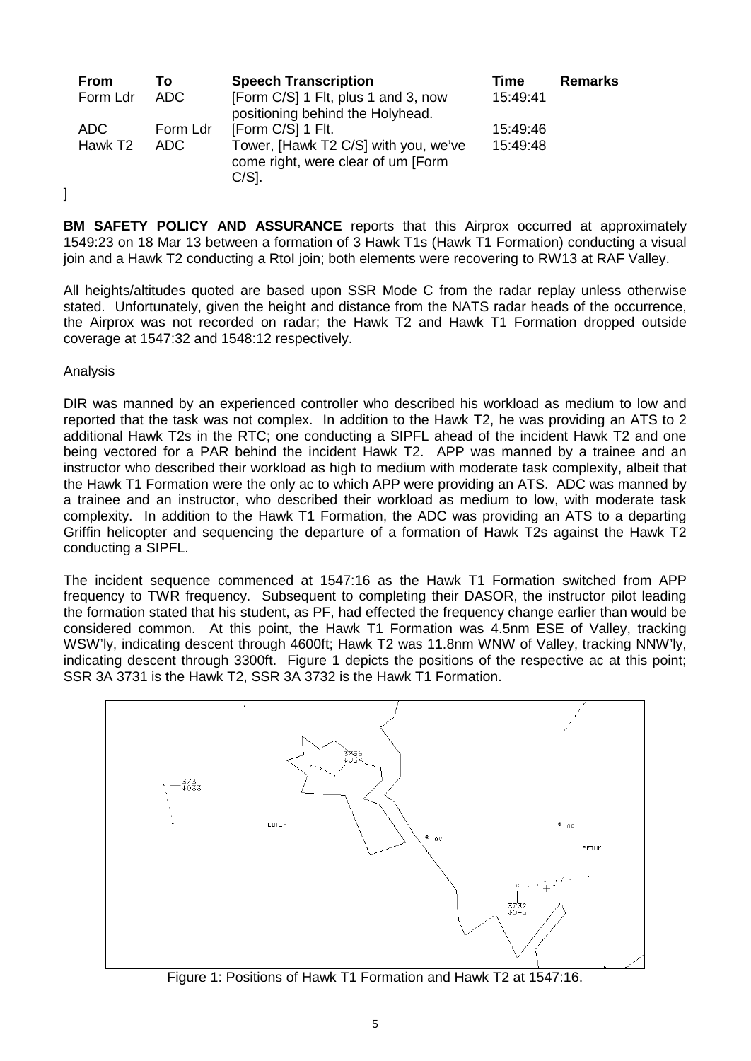| From | To | Speech Transcription | Time | Remarks |
|---|---|---|---|---|
| Form Ldr | ADC | [Form C/S] 1 Flt, plus 1 and 3, now positioning behind the Holyhead. | 15:49:41 | |
| ADC | Form Ldr | [Form C/S] 1 Flt. | 15:49:46 | |
| Hawk T2 | ADC | Tower, [Hawk T2 C/S] with you, we've come right, were clear of um [Form C/S]. | 15:49:48 | |

]

**BM SAFETY POLICY AND ASSURANCE** reports that this Airprox occurred at approximately 1549:23 on 18 Mar 13 between a formation of 3 Hawk T1s (Hawk T1 Formation) conducting a visual join and a Hawk T2 conducting a RtoI join; both elements were recovering to RW13 at RAF Valley.

All heights/altitudes quoted are based upon SSR Mode C from the radar replay unless otherwise stated. Unfortunately, given the height and distance from the NATS radar heads of the occurrence, the Airprox was not recorded on radar; the Hawk T2 and Hawk T1 Formation dropped outside coverage at 1547:32 and 1548:12 respectively.

Analysis

DIR was manned by an experienced controller who described his workload as medium to low and reported that the task was not complex. In addition to the Hawk T2, he was providing an ATS to 2 additional Hawk T2s in the RTC; one conducting a SIPFL ahead of the incident Hawk T2 and one being vectored for a PAR behind the incident Hawk T2. APP was manned by a trainee and an instructor who described their workload as high to medium with moderate task complexity, albeit that the Hawk T1 Formation were the only ac to which APP were providing an ATS. ADC was manned by a trainee and an instructor, who described their workload as medium to low, with moderate task complexity. In addition to the Hawk T1 Formation, the ADC was providing an ATS to a departing Griffin helicopter and sequencing the departure of a formation of Hawk T2s against the Hawk T2 conducting a SIPFL.

The incident sequence commenced at 1547:16 as the Hawk T1 Formation switched from APP frequency to TWR frequency. Subsequent to completing their DASOR, the instructor pilot leading the formation stated that his student, as PF, had effected the frequency change earlier than would be considered common. At this point, the Hawk T1 Formation was 4.5nm ESE of Valley, tracking WSW'ly, indicating descent through 4600ft; Hawk T2 was 11.8nm WNW of Valley, tracking NNW'ly, indicating descent through 3300ft. Figure 1 depicts the positions of the respective ac at this point; SSR 3A 3731 is the Hawk T2, SSR 3A 3732 is the Hawk T1 Formation.

Figure 1: Positions of Hawk T1 Formation and Hawk T2 at 1547:16.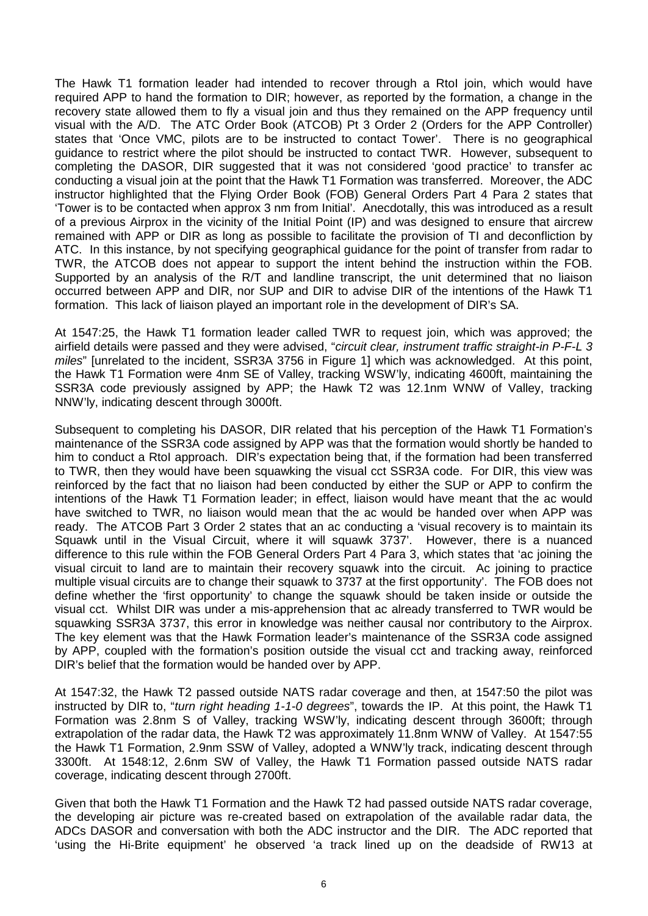The Hawk T1 formation leader had intended to recover through a RtoI join, which would have required APP to hand the formation to DIR; however, as reported by the formation, a change in the recovery state allowed them to fly a visual join and thus they remained on the APP frequency until visual with the A/D. The ATC Order Book (ATCOB) Pt 3 Order 2 (Orders for the APP Controller) states that 'Once VMC, pilots are to be instructed to contact Tower'. There is no geographical guidance to restrict where the pilot should be instructed to contact TWR. However, subsequent to completing the DASOR, DIR suggested that it was not considered 'good practice' to transfer ac conducting a visual join at the point that the Hawk T1 Formation was transferred. Moreover, the ADC instructor highlighted that the Flying Order Book (FOB) General Orders Part 4 Para 2 states that 'Tower is to be contacted when approx 3 nm from Initial'. Anecdotally, this was introduced as a result of a previous Airprox in the vicinity of the Initial Point (IP) and was designed to ensure that aircrew remained with APP or DIR as long as possible to facilitate the provision of TI and deconfliction by ATC. In this instance, by not specifying geographical guidance for the point of transfer from radar to TWR, the ATCOB does not appear to support the intent behind the instruction within the FOB. Supported by an analysis of the R/T and landline transcript, the unit determined that no liaison occurred between APP and DIR, nor SUP and DIR to advise DIR of the intentions of the Hawk T1 formation. This lack of liaison played an important role in the development of DIR's SA.

At 1547:25, the Hawk T1 formation leader called TWR to request join, which was approved; the airfield details were passed and they were advised, "*circuit clear, instrument traffic straight-in P-F-L 3 miles*" [unrelated to the incident, SSR3A 3756 in Figure 1] which was acknowledged. At this point, the Hawk T1 Formation were 4nm SE of Valley, tracking WSW'ly, indicating 4600ft, maintaining the SSR3A code previously assigned by APP; the Hawk T2 was 12.1nm WNW of Valley, tracking NNW'ly, indicating descent through 3000ft.

Subsequent to completing his DASOR, DIR related that his perception of the Hawk T1 Formation's maintenance of the SSR3A code assigned by APP was that the formation would shortly be handed to him to conduct a RtoI approach. DIR's expectation being that, if the formation had been transferred to TWR, then they would have been squawking the visual cct SSR3A code. For DIR, this view was reinforced by the fact that no liaison had been conducted by either the SUP or APP to confirm the intentions of the Hawk T1 Formation leader; in effect, liaison would have meant that the ac would have switched to TWR, no liaison would mean that the ac would be handed over when APP was ready. The ATCOB Part 3 Order 2 states that an ac conducting a 'visual recovery is to maintain its Squawk until in the Visual Circuit, where it will squawk 3737'. However, there is a nuanced difference to this rule within the FOB General Orders Part 4 Para 3, which states that 'ac joining the visual circuit to land are to maintain their recovery squawk into the circuit. Ac joining to practice multiple visual circuits are to change their squawk to 3737 at the first opportunity'. The FOB does not define whether the 'first opportunity' to change the squawk should be taken inside or outside the visual cct. Whilst DIR was under a mis-apprehension that ac already transferred to TWR would be squawking SSR3A 3737, this error in knowledge was neither causal nor contributory to the Airprox. The key element was that the Hawk Formation leader's maintenance of the SSR3A code assigned by APP, coupled with the formation's position outside the visual cct and tracking away, reinforced DIR's belief that the formation would be handed over by APP.

At 1547:32, the Hawk T2 passed outside NATS radar coverage and then, at 1547:50 the pilot was instructed by DIR to, "*turn right heading 1-1-0 degrees*", towards the IP. At this point, the Hawk T1 Formation was 2.8nm S of Valley, tracking WSW'ly, indicating descent through 3600ft; through extrapolation of the radar data, the Hawk T2 was approximately 11.8nm WNW of Valley. At 1547:55 the Hawk T1 Formation, 2.9nm SSW of Valley, adopted a WNW'ly track, indicating descent through 3300ft. At 1548:12, 2.6nm SW of Valley, the Hawk T1 Formation passed outside NATS radar coverage, indicating descent through 2700ft.

Given that both the Hawk T1 Formation and the Hawk T2 had passed outside NATS radar coverage, the developing air picture was re-created based on extrapolation of the available radar data, the ADCs DASOR and conversation with both the ADC instructor and the DIR. The ADC reported that 'using the Hi-Brite equipment' he observed 'a track lined up on the deadside of RW13 at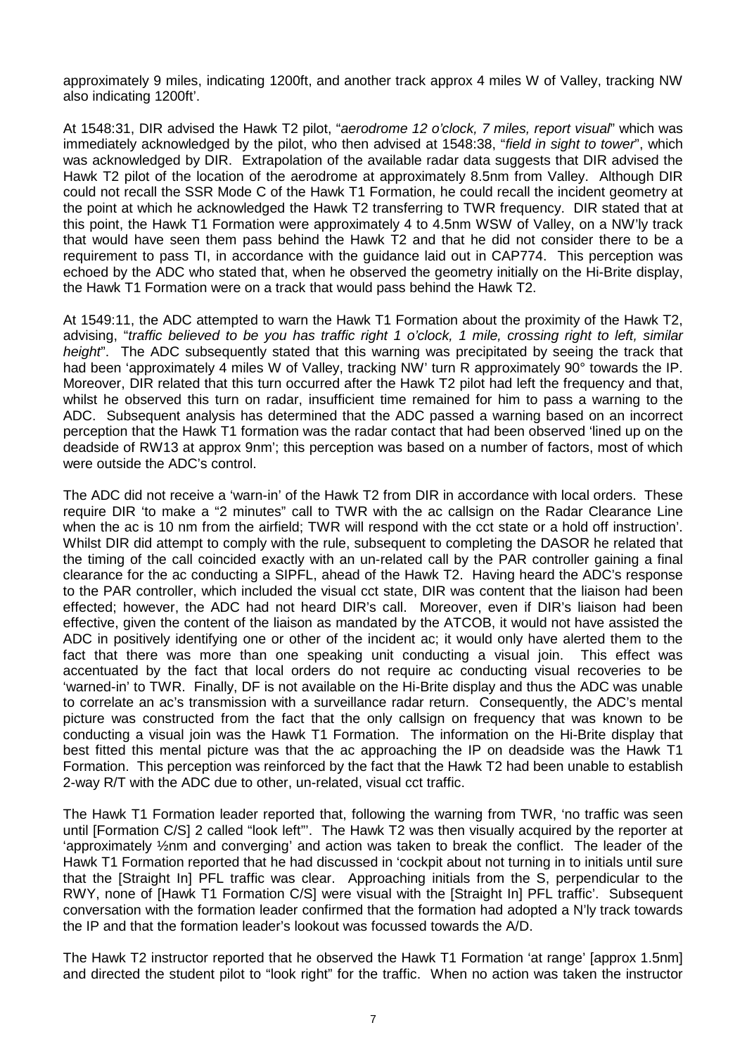approximately 9 miles, indicating 1200ft, and another track approx 4 miles W of Valley, tracking NW also indicating 1200ft'.

At 1548:31, DIR advised the Hawk T2 pilot, "*aerodrome 12 o'clock, 7 miles, report visual*" which was immediately acknowledged by the pilot, who then advised at 1548:38, "*field in sight to tower*", which was acknowledged by DIR. Extrapolation of the available radar data suggests that DIR advised the Hawk T2 pilot of the location of the aerodrome at approximately 8.5nm from Valley. Although DIR could not recall the SSR Mode C of the Hawk T1 Formation, he could recall the incident geometry at the point at which he acknowledged the Hawk T2 transferring to TWR frequency. DIR stated that at this point, the Hawk T1 Formation were approximately 4 to 4.5nm WSW of Valley, on a NW'ly track that would have seen them pass behind the Hawk T2 and that he did not consider there to be a requirement to pass TI, in accordance with the guidance laid out in CAP774. This perception was echoed by the ADC who stated that, when he observed the geometry initially on the Hi-Brite display, the Hawk T1 Formation were on a track that would pass behind the Hawk T2.

At 1549:11, the ADC attempted to warn the Hawk T1 Formation about the proximity of the Hawk T2, advising, "*traffic believed to be you has traffic right 1 o'clock, 1 mile, crossing right to left, similar height*". The ADC subsequently stated that this warning was precipitated by seeing the track that had been 'approximately 4 miles W of Valley, tracking NW' turn R approximately 90° towards the IP. Moreover, DIR related that this turn occurred after the Hawk T2 pilot had left the frequency and that, whilst he observed this turn on radar, insufficient time remained for him to pass a warning to the ADC. Subsequent analysis has determined that the ADC passed a warning based on an incorrect perception that the Hawk T1 formation was the radar contact that had been observed 'lined up on the deadside of RW13 at approx 9nm'; this perception was based on a number of factors, most of which were outside the ADC's control.

The ADC did not receive a 'warn-in' of the Hawk T2 from DIR in accordance with local orders. These require DIR 'to make a "2 minutes" call to TWR with the ac callsign on the Radar Clearance Line when the ac is 10 nm from the airfield; TWR will respond with the cct state or a hold off instruction'. Whilst DIR did attempt to comply with the rule, subsequent to completing the DASOR he related that the timing of the call coincided exactly with an un-related call by the PAR controller gaining a final clearance for the ac conducting a SIPFL, ahead of the Hawk T2. Having heard the ADC's response to the PAR controller, which included the visual cct state, DIR was content that the liaison had been effected; however, the ADC had not heard DIR's call. Moreover, even if DIR's liaison had been effective, given the content of the liaison as mandated by the ATCOB, it would not have assisted the ADC in positively identifying one or other of the incident ac; it would only have alerted them to the fact that there was more than one speaking unit conducting a visual join. This effect was accentuated by the fact that local orders do not require ac conducting visual recoveries to be 'warned-in' to TWR. Finally, DF is not available on the Hi-Brite display and thus the ADC was unable to correlate an ac's transmission with a surveillance radar return. Consequently, the ADC's mental picture was constructed from the fact that the only callsign on frequency that was known to be conducting a visual join was the Hawk T1 Formation. The information on the Hi-Brite display that best fitted this mental picture was that the ac approaching the IP on deadside was the Hawk T1 Formation. This perception was reinforced by the fact that the Hawk T2 had been unable to establish 2-way R/T with the ADC due to other, un-related, visual cct traffic.

The Hawk T1 Formation leader reported that, following the warning from TWR, 'no traffic was seen until [Formation C/S] 2 called "look left"'. The Hawk T2 was then visually acquired by the reporter at 'approximately ½nm and converging' and action was taken to break the conflict. The leader of the Hawk T1 Formation reported that he had discussed in 'cockpit about not turning in to initials until sure that the [Straight In] PFL traffic was clear. Approaching initials from the S, perpendicular to the RWY, none of [Hawk T1 Formation C/S] were visual with the [Straight In] PFL traffic'. Subsequent conversation with the formation leader confirmed that the formation had adopted a N'ly track towards the IP and that the formation leader's lookout was focussed towards the A/D.

The Hawk T2 instructor reported that he observed the Hawk T1 Formation 'at range' [approx 1.5nm] and directed the student pilot to "look right" for the traffic. When no action was taken the instructor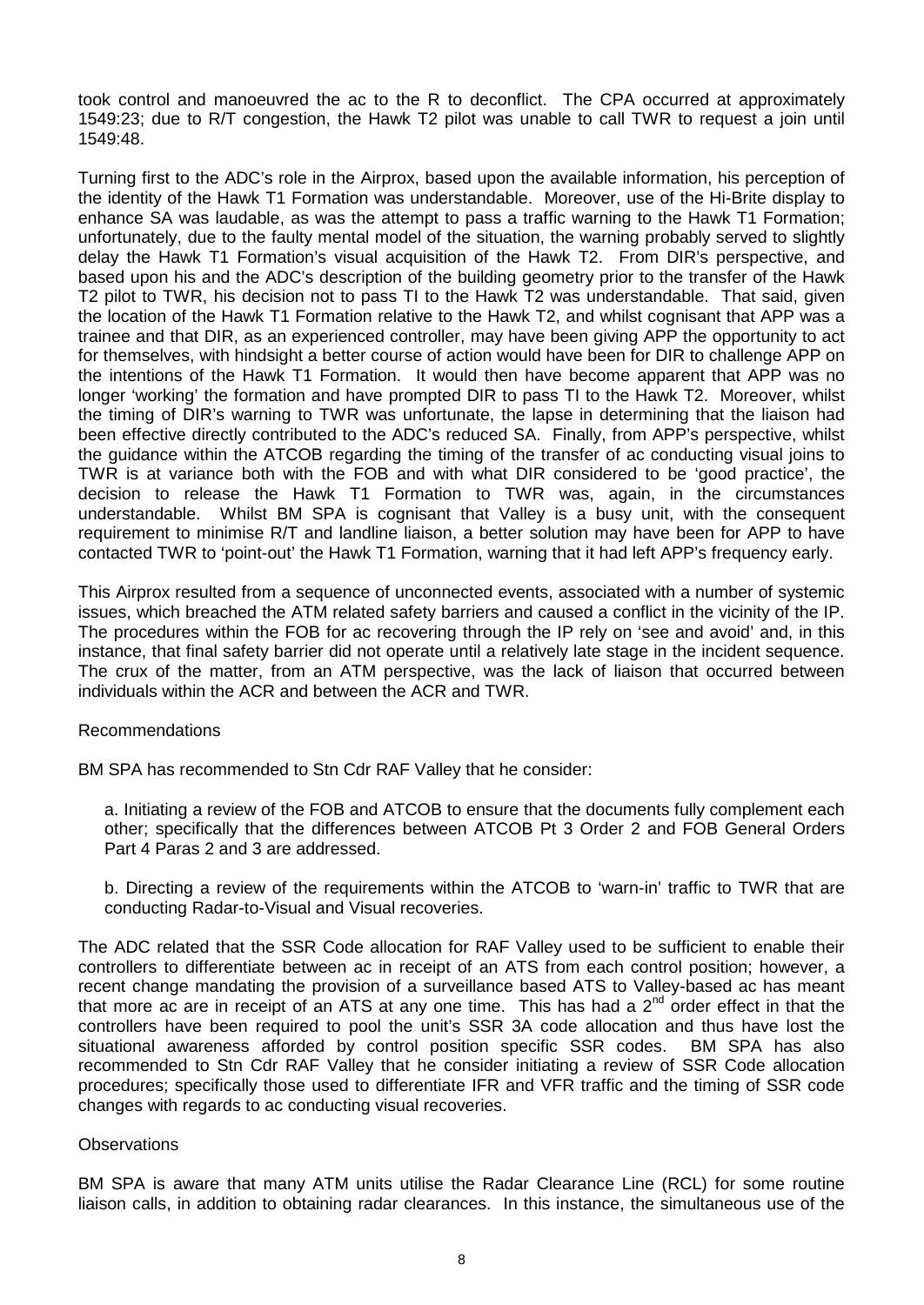took control and manoeuvred the ac to the R to deconflict. The CPA occurred at approximately 1549:23; due to R/T congestion, the Hawk T2 pilot was unable to call TWR to request a join until 1549:48.

Turning first to the ADC's role in the Airprox, based upon the available information, his perception of the identity of the Hawk T1 Formation was understandable. Moreover, use of the Hi-Brite display to enhance SA was laudable, as was the attempt to pass a traffic warning to the Hawk T1 Formation; unfortunately, due to the faulty mental model of the situation, the warning probably served to slightly delay the Hawk T1 Formation's visual acquisition of the Hawk T2. From DIR's perspective, and based upon his and the ADC's description of the building geometry prior to the transfer of the Hawk T2 pilot to TWR, his decision not to pass TI to the Hawk T2 was understandable. That said, given the location of the Hawk T1 Formation relative to the Hawk T2, and whilst cognisant that APP was a trainee and that DIR, as an experienced controller, may have been giving APP the opportunity to act for themselves, with hindsight a better course of action would have been for DIR to challenge APP on the intentions of the Hawk T1 Formation. It would then have become apparent that APP was no longer 'working' the formation and have prompted DIR to pass TI to the Hawk T2. Moreover, whilst the timing of DIR's warning to TWR was unfortunate, the lapse in determining that the liaison had been effective directly contributed to the ADC's reduced SA. Finally, from APP's perspective, whilst the guidance within the ATCOB regarding the timing of the transfer of ac conducting visual joins to TWR is at variance both with the FOB and with what DIR considered to be 'good practice', the decision to release the Hawk T1 Formation to TWR was, again, in the circumstances understandable. Whilst BM SPA is cognisant that Valley is a busy unit, with the consequent requirement to minimise R/T and landline liaison, a better solution may have been for APP to have contacted TWR to 'point-out' the Hawk T1 Formation, warning that it had left APP's frequency early.

This Airprox resulted from a sequence of unconnected events, associated with a number of systemic issues, which breached the ATM related safety barriers and caused a conflict in the vicinity of the IP. The procedures within the FOB for ac recovering through the IP rely on 'see and avoid' and, in this instance, that final safety barrier did not operate until a relatively late stage in the incident sequence. The crux of the matter, from an ATM perspective, was the lack of liaison that occurred between individuals within the ACR and between the ACR and TWR.

Recommendations

BM SPA has recommended to Stn Cdr RAF Valley that he consider:

a. Initiating a review of the FOB and ATCOB to ensure that the documents fully complement each other; specifically that the differences between ATCOB Pt 3 Order 2 and FOB General Orders Part 4 Paras 2 and 3 are addressed.

b. Directing a review of the requirements within the ATCOB to 'warn-in' traffic to TWR that are conducting Radar-to-Visual and Visual recoveries.

The ADC related that the SSR Code allocation for RAF Valley used to be sufficient to enable their controllers to differentiate between ac in receipt of an ATS from each control position; however, a recent change mandating the provision of a surveillance based ATS to Valley-based ac has meant that more ac are in receipt of an ATS at any one time. This has had a 2nd order effect in that the controllers have been required to pool the unit's SSR 3A code allocation and thus have lost the situational awareness afforded by control position specific SSR codes. BM SPA has also recommended to Stn Cdr RAF Valley that he consider initiating a review of SSR Code allocation procedures; specifically those used to differentiate IFR and VFR traffic and the timing of SSR code changes with regards to ac conducting visual recoveries.

Observations

BM SPA is aware that many ATM units utilise the Radar Clearance Line (RCL) for some routine liaison calls, in addition to obtaining radar clearances. In this instance, the simultaneous use of the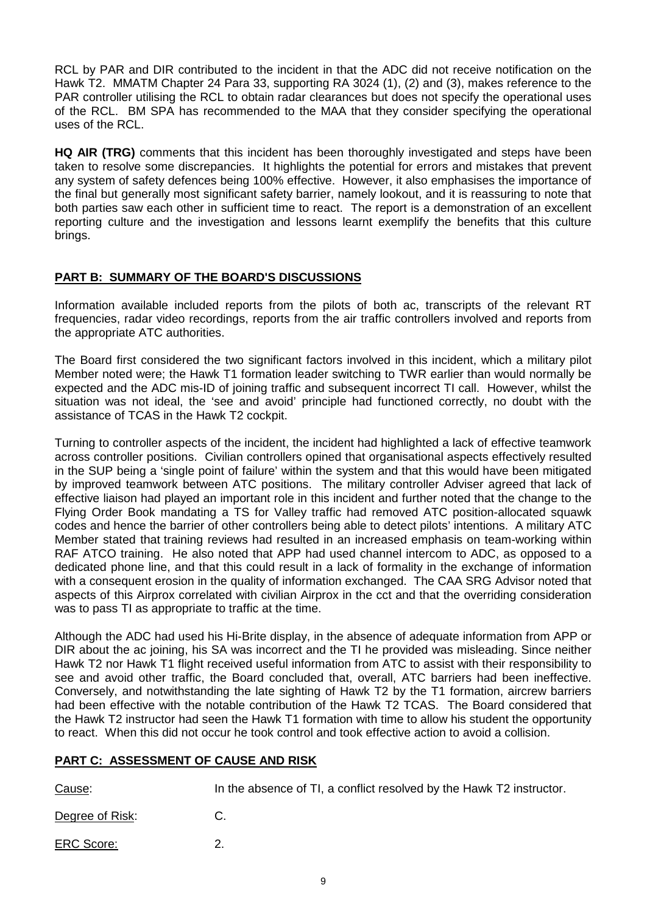RCL by PAR and DIR contributed to the incident in that the ADC did not receive notification on the Hawk T2. MMATM Chapter 24 Para 33, supporting RA 3024 (1), (2) and (3), makes reference to the PAR controller utilising the RCL to obtain radar clearances but does not specify the operational uses of the RCL. BM SPA has recommended to the MAA that they consider specifying the operational uses of the RCL.

**HQ AIR (TRG)** comments that this incident has been thoroughly investigated and steps have been taken to resolve some discrepancies. It highlights the potential for errors and mistakes that prevent any system of safety defences being 100% effective. However, it also emphasises the importance of the final but generally most significant safety barrier, namely lookout, and it is reassuring to note that both parties saw each other in sufficient time to react. The report is a demonstration of an excellent reporting culture and the investigation and lessons learnt exemplify the benefits that this culture brings.

## PART B: SUMMARY OF THE BOARD'S DISCUSSIONS

Information available included reports from the pilots of both ac, transcripts of the relevant RT frequencies, radar video recordings, reports from the air traffic controllers involved and reports from the appropriate ATC authorities.

The Board first considered the two significant factors involved in this incident, which a military pilot Member noted were; the Hawk T1 formation leader switching to TWR earlier than would normally be expected and the ADC mis-ID of joining traffic and subsequent incorrect TI call. However, whilst the situation was not ideal, the 'see and avoid' principle had functioned correctly, no doubt with the assistance of TCAS in the Hawk T2 cockpit.

Turning to controller aspects of the incident, the incident had highlighted a lack of effective teamwork across controller positions. Civilian controllers opined that organisational aspects effectively resulted in the SUP being a 'single point of failure' within the system and that this would have been mitigated by improved teamwork between ATC positions. The military controller Adviser agreed that lack of effective liaison had played an important role in this incident and further noted that the change to the Flying Order Book mandating a TS for Valley traffic had removed ATC position-allocated squawk codes and hence the barrier of other controllers being able to detect pilots' intentions. A military ATC Member stated that training reviews had resulted in an increased emphasis on team-working within RAF ATCO training. He also noted that APP had used channel intercom to ADC, as opposed to a dedicated phone line, and that this could result in a lack of formality in the exchange of information with a consequent erosion in the quality of information exchanged. The CAA SRG Advisor noted that aspects of this Airprox correlated with civilian Airprox in the cct and that the overriding consideration was to pass TI as appropriate to traffic at the time.

Although the ADC had used his Hi-Brite display, in the absence of adequate information from APP or DIR about the ac joining, his SA was incorrect and the TI he provided was misleading. Since neither Hawk T2 nor Hawk T1 flight received useful information from ATC to assist with their responsibility to see and avoid other traffic, the Board concluded that, overall, ATC barriers had been ineffective. Conversely, and notwithstanding the late sighting of Hawk T2 by the T1 formation, aircrew barriers had been effective with the notable contribution of the Hawk T2 TCAS. The Board considered that the Hawk T2 instructor had seen the Hawk T1 formation with time to allow his student the opportunity to react. When this did not occur he took control and took effective action to avoid a collision.

## PART C: ASSESSMENT OF CAUSE AND RISK

Cause: In the absence of TI, a conflict resolved by the Hawk T2 instructor.

Degree of Risk: C.

ERC Score: 2.